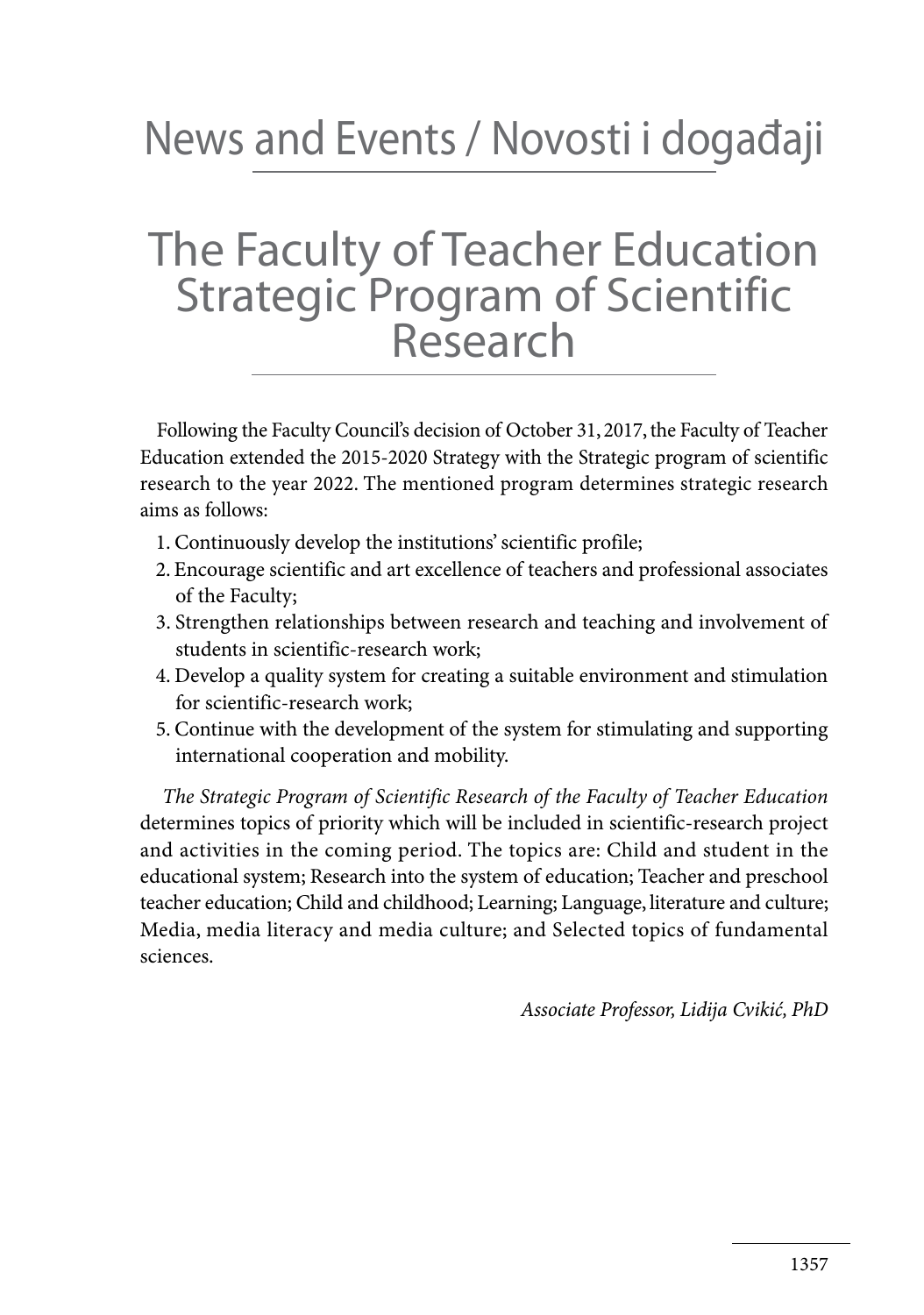# News and Events / Novosti i događaji

## The Faculty of Teacher Education Strategic Program of Scientific Research

Following the Faculty Council's decision of October 31, 2017, the Faculty of Teacher Education extended the 2015-2020 Strategy with the Strategic program of scientific research to the year 2022. The mentioned program determines strategic research aims as follows:

1. Continuously develop the institutions' scientific profile;
2. Encourage scientific and art excellence of teachers and professional associates of the Faculty;
3. Strengthen relationships between research and teaching and involvement of students in scientific-research work;
4. Develop a quality system for creating a suitable environment and stimulation for scientific-research work;
5. Continue with the development of the system for stimulating and supporting international cooperation and mobility.

*The Strategic Program of Scientific Research of the Faculty of Teacher Education* determines topics of priority which will be included in scientific-research project and activities in the coming period. The topics are: Child and student in the educational system; Research into the system of education; Teacher and preschool teacher education; Child and childhood; Learning; Language, literature and culture; Media, media literacy and media culture; and Selected topics of fundamental sciences.

*Associate Professor, Lidija Cvikić, PhD*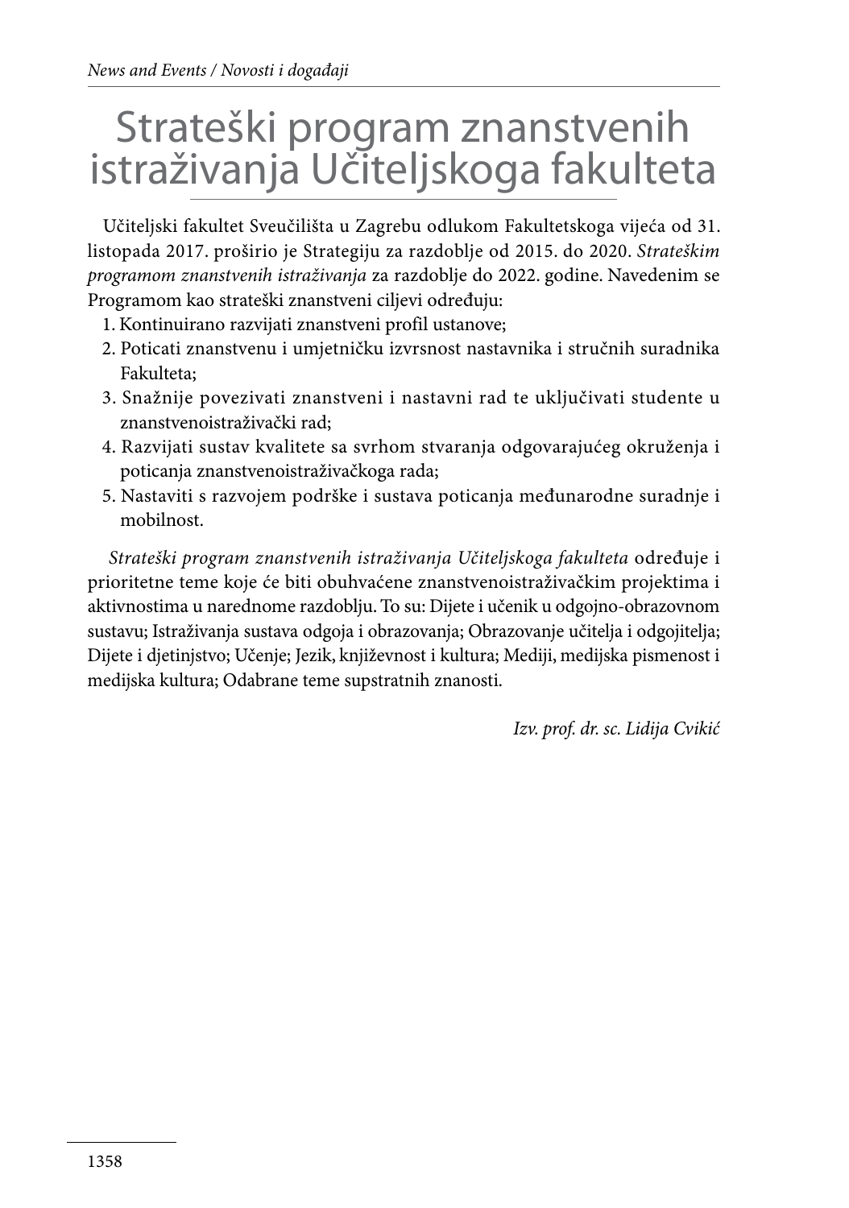# Strateški program znanstvenih istraživanja Učiteljskoga fakulteta

Učiteljski fakultet Sveučilišta u Zagrebu odlukom Fakultetskoga vijeća od 31. listopada 2017. proširio je Strategiju za razdoblje od 2015. do 2020. *Strateškim programom znanstvenih istraživanja* za razdoblje do 2022. godine. Navedenim se Programom kao strateški znanstveni ciljevi određuju:

1. Kontinuirano razvijati znanstveni profil ustanove;
2. Poticati znanstvenu i umjetničku izvrsnost nastavnika i stručnih suradnika Fakulteta;
3. Snažnije povezivati znanstveni i nastavni rad te uključivati studente u znanstvenoistraživački rad;
4. Razvijati sustav kvalitete sa svrhom stvaranja odgovarajućeg okruženja i poticanja znanstvenoistraživačkoga rada;
5. Nastaviti s razvojem podrške i sustava poticanja međunarodne suradnje i mobilnost.

*Strateški program znanstvenih istraživanja Učiteljskoga fakulteta* određuje i prioritetne teme koje će biti obuhvaćene znanstvenoistraživačkim projektima i aktivnostima u narednome razdoblju. To su: Dijete i učenik u odgojno-obrazovnom sustavu; Istraživanja sustava odgoja i obrazovanja; Obrazovanje učitelja i odgojitelja; Dijete i djetinjstvo; Učenje; Jezik, književnost i kultura; Mediji, medijska pismenost i medijska kultura; Odabrane teme supstratnih znanosti.

*Izv. prof. dr. sc. Lidija Cvikić*